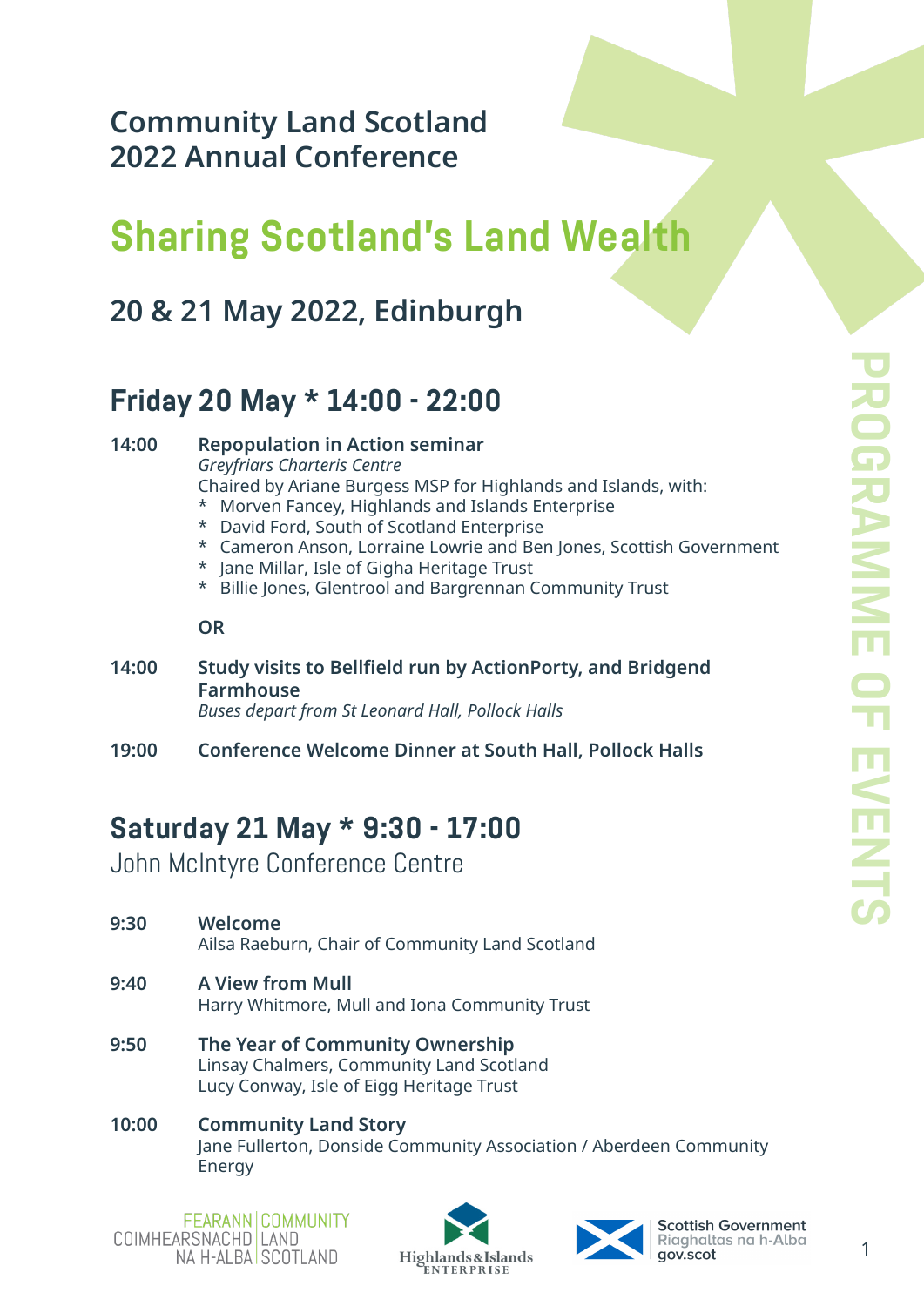# Community Land Scotland 2022 Annual Conference

# Sharing Scotland's Land Wealth

## 20 & 21 May 2022, Edinburgh

PROGRAMME OF EVENTS

## Friday 20 May * 14:00 - 22:00

**14:00** **Repopulation in Action seminar**
*Greyfriars Charteris Centre*
Chaired by Ariane Burgess MSP for Highlands and Islands, with:

- Morven Fancey, Highlands and Islands Enterprise
- David Ford, South of Scotland Enterprise
- Cameron Anson, Lorraine Lowrie and Ben Jones, Scottish Government
- Jane Millar, Isle of Gigha Heritage Trust
- Billie Jones, Glentrool and Bargrennan Community Trust

**OR**

**14:00** **Study visits to Bellfield run by ActionPorty, and Bridgend Farmhouse**
*Buses depart from St Leonard Hall, Pollock Halls*

**19:00** **Conference Welcome Dinner at South Hall, Pollock Halls**

## Saturday 21 May * 9:30 - 17:00

John McIntyre Conference Centre

**9:30** **Welcome**
Ailsa Raeburn, Chair of Community Land Scotland

**9:40** **A View from Mull**
Harry Whitmore, Mull and Iona Community Trust

**9:50** **The Year of Community Ownership**
Linsay Chalmers, Community Land Scotland
Lucy Conway, Isle of Eigg Heritage Trust

**10:00** **Community Land Story**
Jane Fullerton, Donside Community Association / Aberdeen Community Energy

FEARANN COIMHEARSNACHD NA H-ALBA | COMMUNITY LAND SCOTLAND

Highlands & Islands Enterprise

Scottish Government / Riaghaltas na h-Alba / gov.scot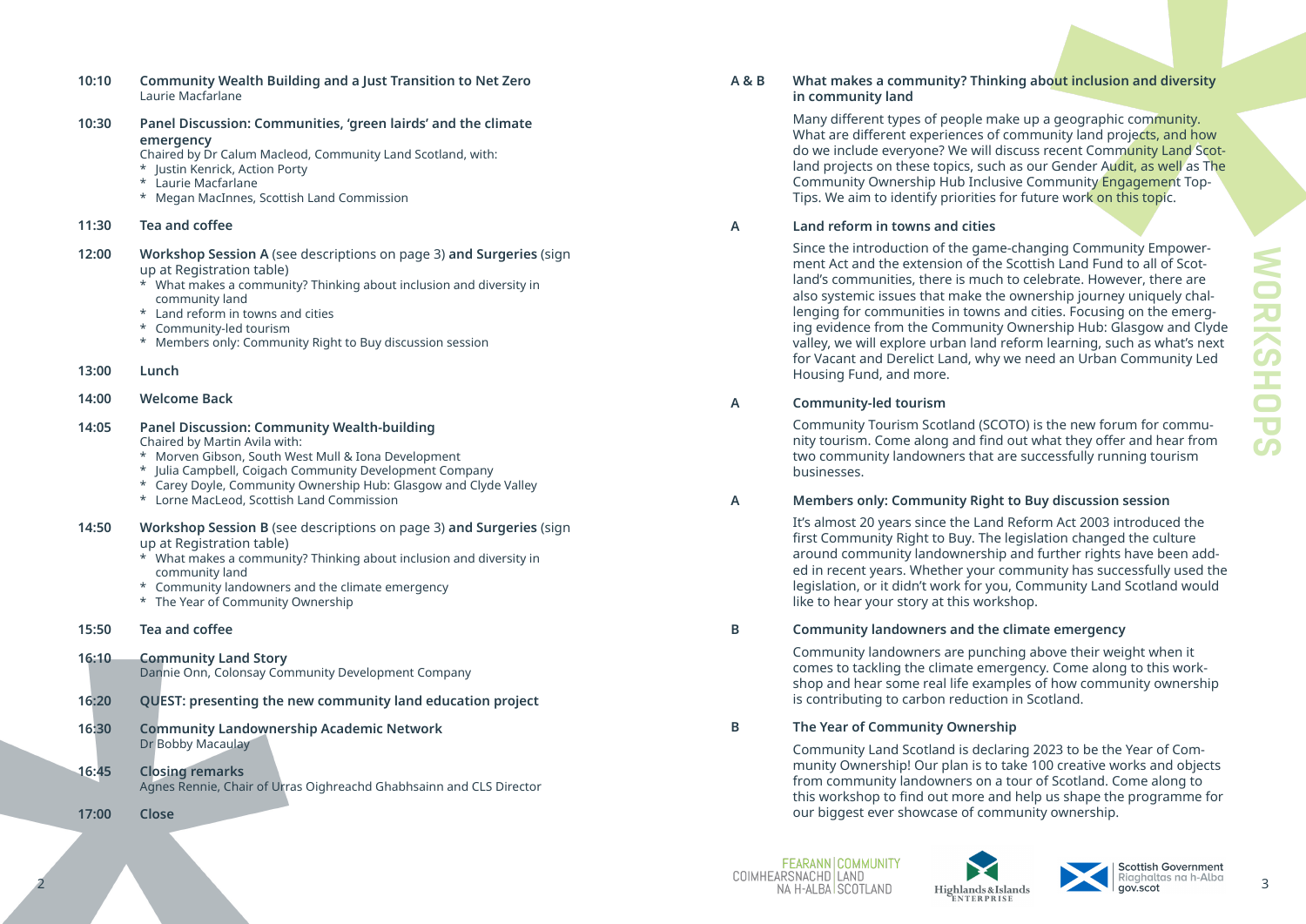**10:10** **Community Wealth Building and a Just Transition to Net Zero**
Laurie Macfarlane

**10:30** **Panel Discussion: Communities, 'green lairds' and the climate emergency**
Chaired by Dr Calum Macleod, Community Land Scotland, with:
* Justin Kenrick, Action Porty
* Laurie Macfarlane
* Megan MacInnes, Scottish Land Commission

**11:30** **Tea and coffee**

**12:00** **Workshop Session A** (see descriptions on page 3) **and Surgeries** (sign up at Registration table)
* What makes a community? Thinking about inclusion and diversity in community land
* Land reform in towns and cities
* Community-led tourism
* Members only: Community Right to Buy discussion session

**13:00** **Lunch**

**14:00** **Welcome Back**

**14:05** **Panel Discussion: Community Wealth-building**
Chaired by Martin Avila with:
* Morven Gibson, South West Mull & Iona Development
* Julia Campbell, Coigach Community Development Company
* Carey Doyle, Community Ownership Hub: Glasgow and Clyde Valley
* Lorne MacLeod, Scottish Land Commission

**14:50** **Workshop Session B** (see descriptions on page 3) **and Surgeries** (sign up at Registration table)
* What makes a community? Thinking about inclusion and diversity in community land
* Community landowners and the climate emergency
* The Year of Community Ownership

**15:50** **Tea and coffee**

**16:10** **Community Land Story**
Dannie Onn, Colonsay Community Development Company

**16:20** **QUEST: presenting the new community land education project**

**16:30** **Community Landownership Academic Network**
Dr Bobby Macaulay

**16:45** **Closing remarks**
Agnes Rennie, Chair of Urras Oighreachd Ghabhsainn and CLS Director

**17:00** **Close**

# WORKSHOPS

**A & B** **What makes a community? Thinking about inclusion and diversity in community land**

Many different types of people make up a geographic community. What are different experiences of community land projects, and how do we include everyone? We will discuss recent Community Land Scotland projects on these topics, such as our Gender Audit, as well as The Community Ownership Hub Inclusive Community Engagement Top-Tips. We aim to identify priorities for future work on this topic.

**A** **Land reform in towns and cities**

Since the introduction of the game-changing Community Empowerment Act and the extension of the Scottish Land Fund to all of Scotland's communities, there is much to celebrate. However, there are also systemic issues that make the ownership journey uniquely challenging for communities in towns and cities. Focusing on the emerging evidence from the Community Ownership Hub: Glasgow and Clyde valley, we will explore urban land reform learning, such as what's next for Vacant and Derelict Land, why we need an Urban Community Led Housing Fund, and more.

**A** **Community-led tourism**

Community Tourism Scotland (SCOTO) is the new forum for community tourism. Come along and find out what they offer and hear from two community landowners that are successfully running tourism businesses.

**A** **Members only: Community Right to Buy discussion session**

It's almost 20 years since the Land Reform Act 2003 introduced the first Community Right to Buy. The legislation changed the culture around community landownership and further rights have been added in recent years. Whether your community has successfully used the legislation, or it didn't work for you, Community Land Scotland would like to hear your story at this workshop.

**B** **Community landowners and the climate emergency**

Community landowners are punching above their weight when it comes to tackling the climate emergency. Come along to this workshop and hear some real life examples of how community ownership is contributing to carbon reduction in Scotland.

**B** **The Year of Community Ownership**

Community Land Scotland is declaring 2023 to be the Year of Community Ownership! Our plan is to take 100 creative works and objects from community landowners on a tour of Scotland. Come along to this workshop to find out more and help us shape the programme for our biggest ever showcase of community ownership.

FEARANN COIMHEARSNACHD NA H-ALBA | COMMUNITY LAND SCOTLAND

Highlands & Islands Enterprise

Scottish Government
Riaghaltas na h-Alba
gov.scot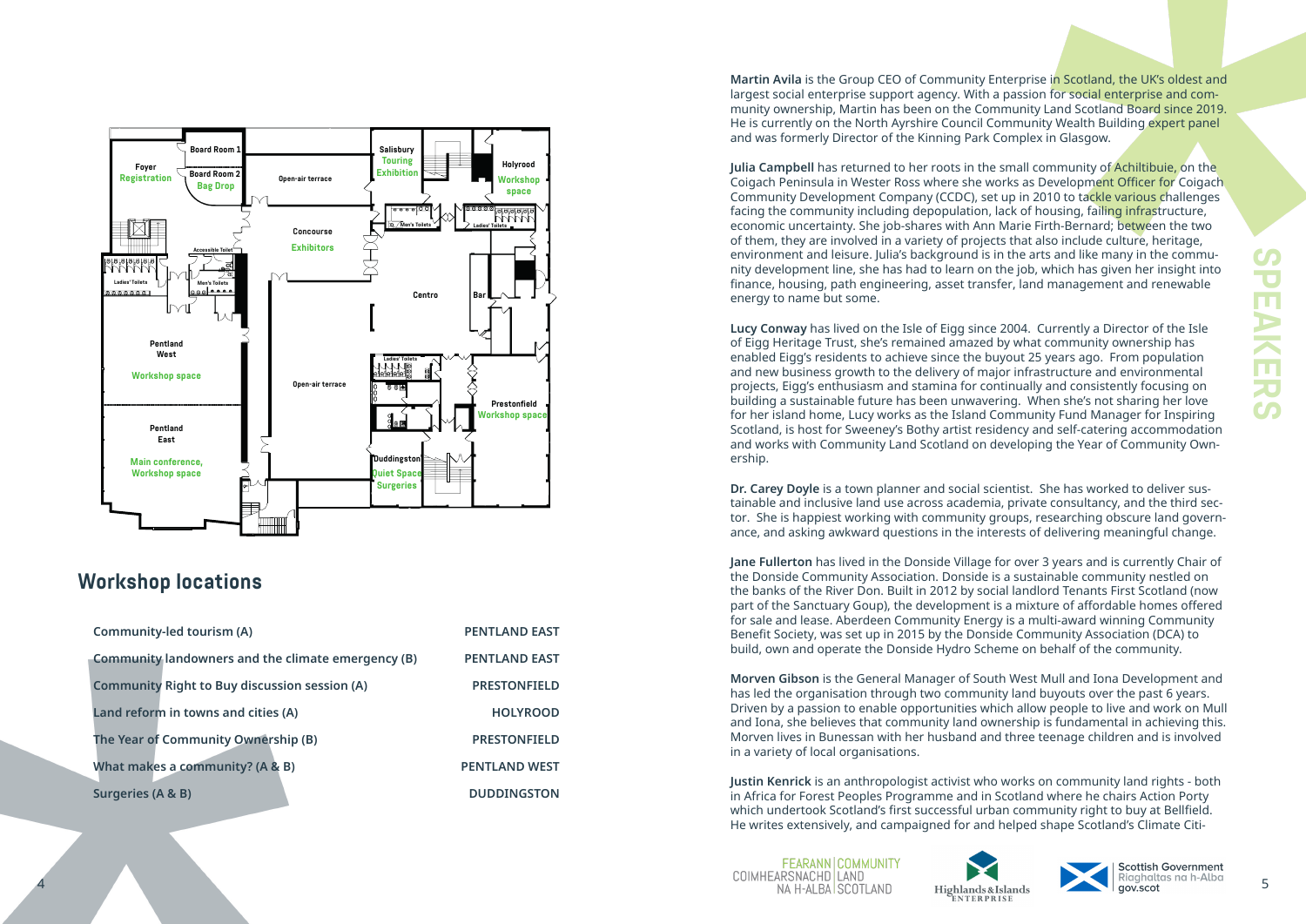## Workshop locations

| Workshop | Location |
|---|---|
| Community-led tourism (A) | PENTLAND EAST |
| Community landowners and the climate emergency (B) | PENTLAND EAST |
| Community Right to Buy discussion session (A) | PRESTONFIELD |
| Land reform in towns and cities (A) | HOLYROOD |
| The Year of Community Ownership (B) | PRESTONFIELD |
| What makes a community? (A & B) | PENTLAND WEST |
| Surgeries (A & B) | DUDDINGSTON |

# SPEAKERS

**Martin Avila** is the Group CEO of Community Enterprise in Scotland, the UK's oldest and largest social enterprise support agency. With a passion for social enterprise and community ownership, Martin has been on the Community Land Scotland Board since 2019. He is currently on the North Ayrshire Council Community Wealth Building expert panel and was formerly Director of the Kinning Park Complex in Glasgow.

**Julia Campbell** has returned to her roots in the small community of Achiltibuie, on the Coigach Peninsula in Wester Ross where she works as Development Officer for Coigach Community Development Company (CCDC), set up in 2010 to tackle various challenges facing the community including depopulation, lack of housing, failing infrastructure, economic uncertainty. She job-shares with Ann Marie Firth-Bernard; between the two of them, they are involved in a variety of projects that also include culture, heritage, environment and leisure. Julia's background is in the arts and like many in the community development, she has had to learn on the job, which has given her insight into finance, housing, path engineering, asset transfer, land management and renewable energy to name but some.

**Lucy Conway** has lived on the Isle of Eigg since 2004. Currently a Director of the Isle of Eigg Heritage Trust, she's remained amazed by what community ownership has enabled Eigg's residents to achieve since the buyout 25 years ago. From population and new business growth to the delivery of major infrastructure and environmental projects, Eigg's enthusiasm and stamina for continually and consistently focusing on building a sustainable future has been unwavering. When she's not sharing her love for her island home, Lucy works as the Island Community Fund Manager for Inspiring Scotland, is host for Sweeney's Bothy artist residency and self-catering accommodation and works with Community Land Scotland on developing the Year of Community Ownership.

**Dr. Carey Doyle** is a town planner and social scientist. She has worked to deliver sustainable and inclusive land use across academia, private consultancy, and the third sector. She is happiest working with community groups, researching obscure land governance, and asking awkward questions in the interests of delivering meaningful change.

**Jane Fullerton** has lived in the Donside Village for over 3 years and is currently Chair of the Donside Community Association. Donside is a sustainable community nestled on the banks of the River Don. Built in 2012 by social landlord Tenants First Scotland (now part of the Sanctuary Goup), the development is a mixture of affordable homes offered for sale and lease. Aberdeen Community Energy is a multi-award winning Community Benefit Society, was set up in 2015 by the Donside Community Association (DCA) to build, own and operate the Donside Hydro Scheme on behalf of the community.

**Morven Gibson** is the General Manager of South West Mull and Iona Development and has led the organisation through two community land buyouts over the past 6 years. Driven by a passion to enable opportunities which allow people to live and work on Mull and Iona, she believes that community land ownership is fundamental in achieving this. Morven lives in Bunessan with her husband and three teenage children and is involved in a variety of local organisations.

**Justin Kenrick** is an anthropologist activist who works on community land rights - both in Africa for Forest Peoples Programme and in Scotland where he chairs Action Porty which undertook Scotland's first successful urban community right to buy at Bellfield. He writes extensively, and campaigned for and helped shape Scotland's Climate Citi-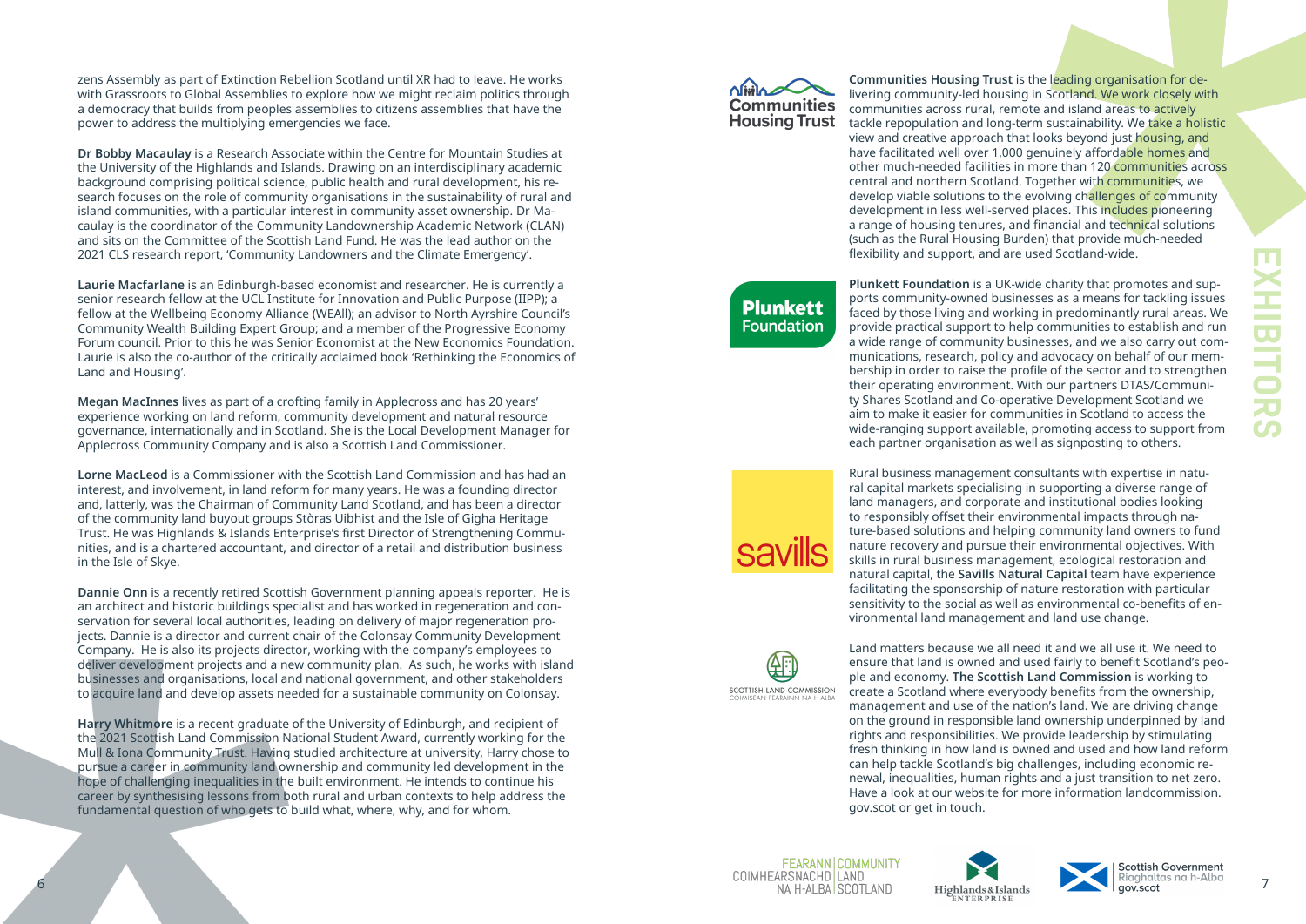zens Assembly as part of Extinction Rebellion Scotland until XR had to leave. He works with Grassroots to Global Assemblies to explore how we might reclaim politics through a democracy that builds from peoples assemblies to citizens assemblies that have the power to address the multiplying emergencies we face.

**Dr Bobby Macaulay** is a Research Associate within the Centre for Mountain Studies at the University of the Highlands and Islands. Drawing on an interdisciplinary academic background comprising political science, public health and rural development, his research focuses on the role of community organisations in the sustainability of rural and island communities, with a particular interest in community asset ownership. Dr Macaulay is the coordinator of the Community Landownership Academic Network (CLAN) and sits on the Committee of the Scottish Land Fund. He was the lead author on the 2021 CLS research report, 'Community Landowners and the Climate Emergency'.

**Laurie Macfarlane** is an Edinburgh-based economist and researcher. He is currently a senior research fellow at the UCL Institute for Innovation and Public Purpose (IIPP); a fellow at the Wellbeing Economy Alliance (WEAll); an advisor to North Ayrshire Council's Community Wealth Building Expert Group; and a member of the Progressive Economy Forum council. Prior to this he was Senior Economist at the New Economics Foundation. Laurie is also the co-author of the critically acclaimed book 'Rethinking the Economics of Land and Housing'.

**Megan MacInnes** lives as part of a crofting family in Applecross and has 20 years' experience working on land reform, community development and natural resource governance, internationally and in Scotland. She is the Local Development Manager for Applecross Community Company and is also a Scottish Land Commissioner.

**Lorne MacLeod** is a Commissioner with the Scottish Land Commission and has had an interest, and involvement, in land reform for many years. He was a founding director and, latterly, was the Chairman of Community Land Scotland, and has been a director of the community land buyout groups Stòras Uibhist and the Isle of Gigha Heritage Trust. He was Highlands & Islands Enterprise's first Director of Strengthening Communities, and is a chartered accountant, and director of a retail and distribution business in the Isle of Skye.

**Dannie Onn** is a recently retired Scottish Government planning appeals reporter. He is an architect and historic buildings specialist and has worked in regeneration and conservation for several local authorities, leading on delivery of major regeneration projects. Dannie is a director and current chair of the Colonsay Community Development Company. He is also its projects director, working with the company's employees to deliver development projects and a new community plan. As such, he works with island businesses and organisations, local and national government, and other stakeholders to acquire land and develop assets needed for a sustainable community on Colonsay.

**Harry Whitmore** is a recent graduate of the University of Edinburgh, and recipient of the 2021 Scottish Land Commission National Student Award, currently working for the Mull & Iona Community Trust. Having studied architecture at university, Harry chose to pursue a career in community land ownership and community led development in the hope of challenging inequalities in the built environment. He intends to continue his career by synthesising lessons from both rural and urban contexts to help address the fundamental question of who gets to build what, where, why, and for whom.

# EXHIBITORS

**Communities Housing Trust** is the leading organisation for delivering community-led housing in Scotland. We work closely with communities across rural, remote and island areas to actively tackle repopulation and long-term sustainability. We take a holistic view and creative approach that looks beyond just housing, and have facilitated well over 1,000 genuinely affordable homes and other much-needed facilities in more than 120 communities across central and northern Scotland. Together with communities, we develop viable solutions to the evolving challenges of community development in less well-served places. This includes pioneering a range of housing tenures, and financial and technical solutions (such as the Rural Housing Burden) that provide much-needed flexibility and support, and are used Scotland-wide.

**Plunkett Foundation** is a UK-wide charity that promotes and supports community-owned businesses as a means for tackling issues faced by those living and working in predominantly rural areas. We provide practical support to help communities to establish and run a wide range of community businesses, and we also carry out communications, research, policy and advocacy on behalf of our membership in order to raise the profile of the sector and to strengthen their operating environment. With our partners DTAS/Community Shares Scotland and Co-operative Development Scotland we aim to make it easier for communities in Scotland to access the wide-ranging support available, promoting access to support from each partner organisation as well as signposting to others.

Rural business management consultants with expertise in natural capital markets specialising in supporting a diverse range of land managers, and corporate and institutional bodies looking to responsibly offset their environmental impacts through nature-based solutions and helping community land owners to fund nature recovery and pursue their environmental objectives. With skills in rural business management, ecological restoration and natural capital, the **Savills Natural Capital** team have experience facilitating the sponsorship of nature restoration with particular sensitivity to the social as well as environmental co-benefits of environmental land management and land use change.

Land matters because we all need it and we all use it. We need to ensure that land is owned and used fairly to benefit Scotland's people and economy. **The Scottish Land Commission** is working to create a Scotland where everybody benefits from the ownership, management and use of the nation's land. We are driving change on the ground in responsible land ownership underpinned by land rights and responsibilities. We provide leadership by stimulating fresh thinking in how land is owned and used and how land reform can help tackle Scotland's big challenges, including economic renewal, inequalities, human rights and a just transition to net zero. Have a look at our website for more information landcommission.gov.scot or get in touch.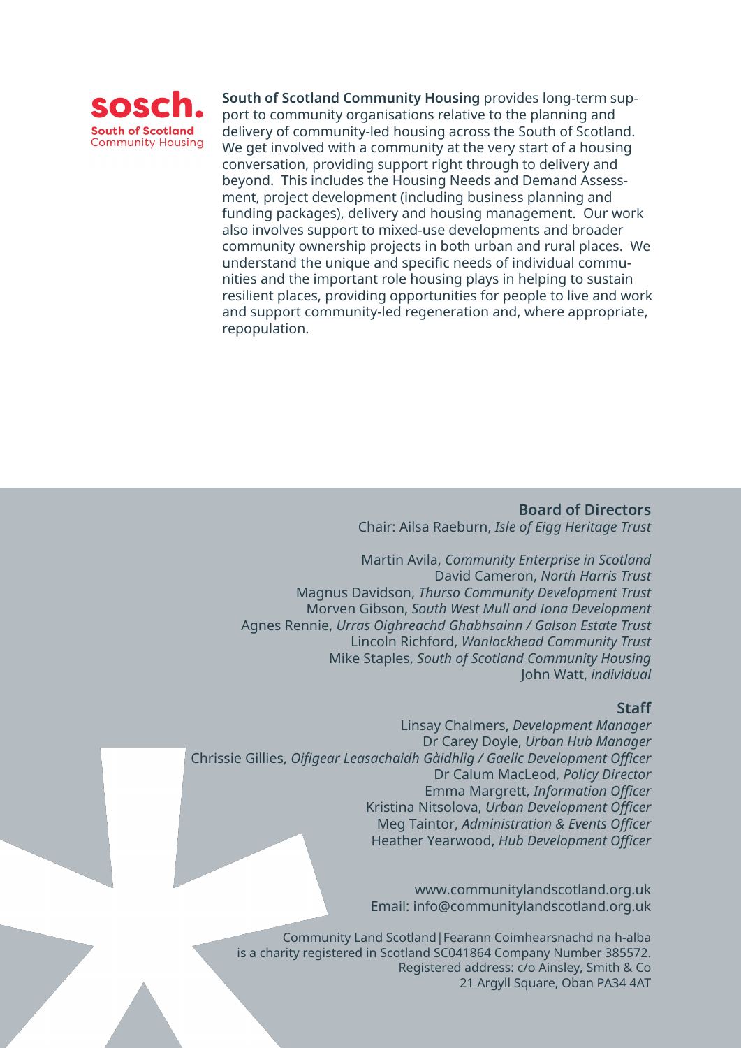sosch.
South of Scotland
Community Housing

**South of Scotland Community Housing** provides long-term support to community organisations relative to the planning and delivery of community-led housing across the South of Scotland. We get involved with a community at the very start of a housing conversation, providing support right through to delivery and beyond. This includes the Housing Needs and Demand Assessment, project development (including business planning and funding packages), delivery and housing management. Our work also involves support to mixed-use developments and broader community ownership projects in both urban and rural places. We understand the unique and specific needs of individual communities and the important role housing plays in helping to sustain resilient places, providing opportunities for people to live and work and support community-led regeneration and, where appropriate, repopulation.

**Board of Directors**

Chair: Ailsa Raeburn, *Isle of Eigg Heritage Trust*

Martin Avila, *Community Enterprise in Scotland*
David Cameron, *North Harris Trust*
Magnus Davidson, *Thurso Community Development Trust*
Morven Gibson, *South West Mull and Iona Development*
Agnes Rennie, *Urras Oighreachd Ghabhsainn / Galson Estate Trust*
Lincoln Richford, *Wanlockhead Community Trust*
Mike Staples, *South of Scotland Community Housing*
John Watt, *individual*

**Staff**

Linsay Chalmers, *Development Manager*
Dr Carey Doyle, *Urban Hub Manager*
Chrissie Gillies, *Oifigear Leasachaidh Gàidhlig / Gaelic Development Officer*
Dr Calum MacLeod, *Policy Director*
Emma Margrett, *Information Officer*
Kristina Nitsolova, *Urban Development Officer*
Meg Taintor, *Administration & Events Officer*
Heather Yearwood, *Hub Development Officer*

www.communitylandscotland.org.uk
Email: info@communitylandscotland.org.uk

Community Land Scotland|Fearann Coimhearsnachd na h-alba
is a charity registered in Scotland SC041864 Company Number 385572.
Registered address: c/o Ainsley, Smith & Co
21 Argyll Square, Oban PA34 4AT